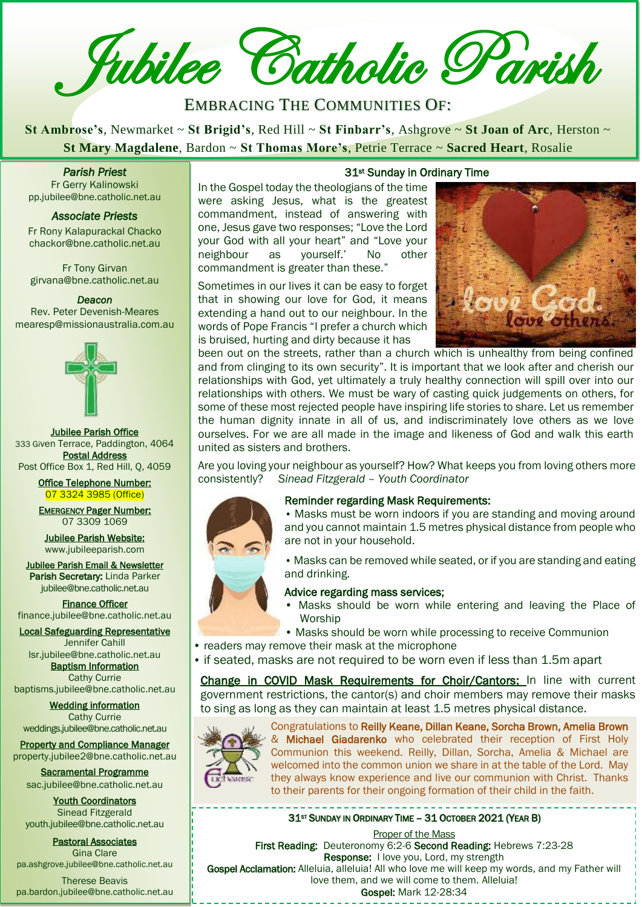# Jubilee Catholic Parish

EMBRACING THE COMMUNITIES OF:

**St Ambrose's**, Newmarket ~ **St Brigid's**, Red Hill ~ **St Finbarr's**, Ashgrove ~ **St Joan of Arc**, Herston ~ **St Mary Magdalene**, Bardon ~ **St Thomas More's**, Petrie Terrace ~ **Sacred Heart**, Rosalie

*Parish Priest*
Fr Gerry Kalinowski
pp.jubilee@bne.catholic.net.au

*Associate Priests*
Fr Rony Kalapurackal Chacko
chackor@bne.catholic.net.au

Fr Tony Girvan
girvana@bne.catholic.net.au

*Deacon*
Rev. Peter Devenish-Meares
mearesp@missionaustralia.com.au

**Jubilee Parish Office**
333 Given Terrace, Paddington, 4064

**Postal Address**
Post Office Box 1, Red Hill, Q, 4059

**Office Telephone Number:**
07 3324 3985 (Office)

**EMERGENCY Pager Number:**
07 3309 1069

**Jubilee Parish Website:**
www.jubileeparish.com

**Jubilee Parish Email & Newsletter**
**Parish Secretary:** Linda Parker
jubilee@bne.catholic.net.au

**Finance Officer**
finance.jubilee@bne.catholic.net.au

**Local Safeguarding Representative**
Jennifer Cahill
lsr.jubilee@bne.catholic.net.au

**Baptism Information**
Cathy Currie
baptisms.jubilee@bne.catholic.net.au

**Wedding information**
Cathy Currie
weddings.jubilee@bne.catholic.net.au

**Property and Compliance Manager**
property.jubilee2@bne.catholic.net.au

**Sacramental Programme**
sac.jubilee@bne.catholic.net.au

**Youth Coordinators**
Sinead Fitzgerald
youth.jubilee@bne.catholic.net.au

**Pastoral Associates**
Gina Clare
pa.ashgrove.jubilee@bne.catholic.net.au

Therese Beavis
pa.bardon.jubilee@bne.catholic.net.au

## 31st Sunday in Ordinary Time

In the Gospel today the theologians of the time were asking Jesus, what is the greatest commandment, instead of answering with one, Jesus gave two responses; "Love the Lord your God with all your heart" and "Love your neighbour as yourself.' No other commandment is greater than these."

Sometimes in our lives it can be easy to forget that in showing our love for God, it means extending a hand out to our neighbour. In the words of Pope Francis "I prefer a church which is bruised, hurting and dirty because it has been out on the streets, rather than a church which is unhealthy from being confined and from clinging to its own security". It is important that we look after and cherish our relationships with God, yet ultimately a truly healthy connection will spill over into our relationships with others. We must be wary of casting quick judgements on others, for some of these most rejected people have inspiring life stories to share. Let us remember the human dignity innate in all of us, and indiscriminately love others as we love ourselves. For we are all made in the image and likeness of God and walk this earth united as sisters and brothers.

Are you loving your neighbour as yourself? How? What keeps you from loving others more consistently? *Sinead Fitzgerald – Youth Coordinator*

**Reminder regarding Mask Requirements:**

- Masks must be worn indoors if you are standing and moving around and you cannot maintain 1.5 metres physical distance from people who are not in your household.
- Masks can be removed while seated, or if you are standing and eating and drinking.

**Advice regarding mass services;**

- Masks should be worn while entering and leaving the Place of Worship
- Masks should be worn while processing to receive Communion
- readers may remove their mask at the microphone
- if seated, masks are not required to be worn even if less than 1.5m apart

**Change in COVID Mask Requirements for Choir/Cantors:** In line with current government restrictions, the cantor(s) and choir members may remove their masks to sing as long as they can maintain at least 1.5 metres physical distance.

Congratulations to **Reilly Keane, Dillan Keane, Sorcha Brown, Amelia Brown** & **Michael Giadarenko** who celebrated their reception of First Holy Communion this weekend. Reilly, Dillan, Sorcha, Amelia & Michael are welcomed into the common union we share in at the table of the Lord. May they always know experience and live our communion with Christ. Thanks to their parents for their ongoing formation of their child in the faith.

**31ST SUNDAY IN ORDINARY TIME – 31 OCTOBER 2021 (YEAR B)**

Proper of the Mass

**First Reading:** Deuteronomy 6:2-6 **Second Reading:** Hebrews 7:23-28
**Response:** I love you, Lord, my strength
**Gospel Acclamation:** Alleluia, alleluia! All who love me will keep my words, and my Father will love them, and we will come to them. Alleluia!
**Gospel:** Mark 12-28:34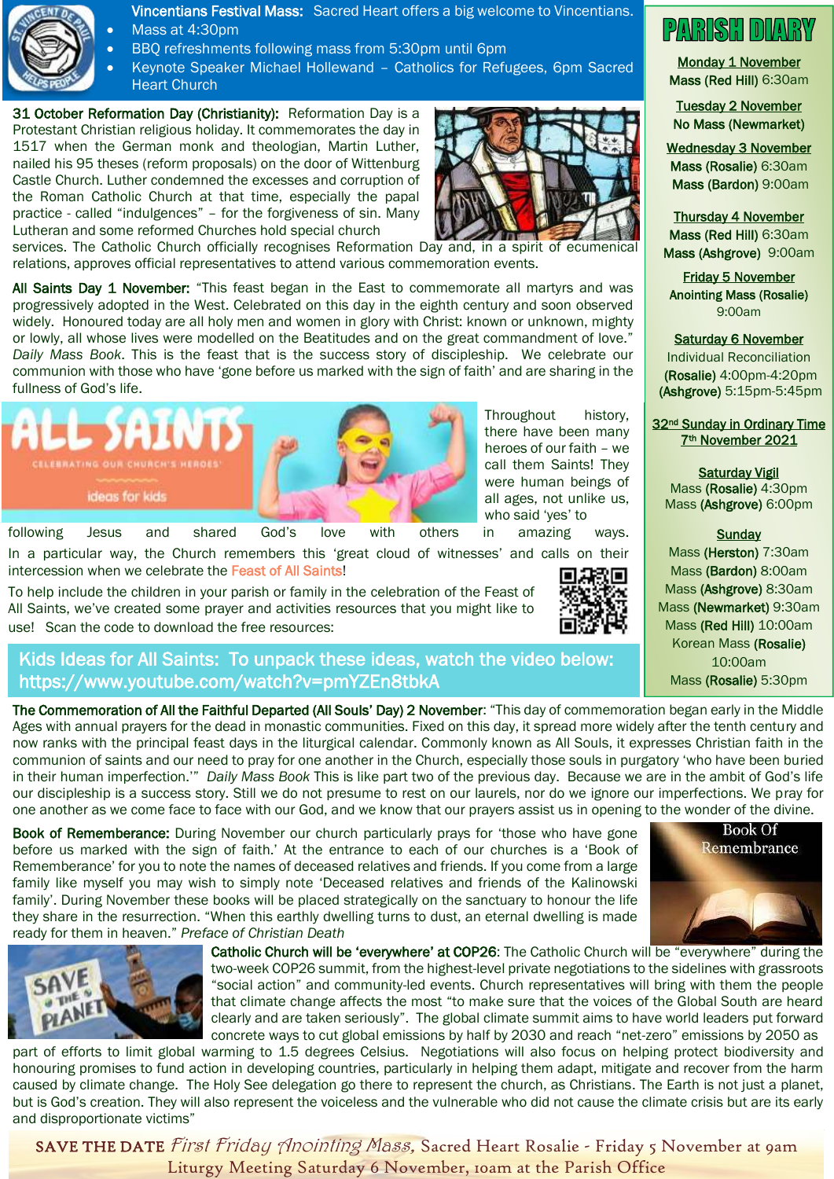**Vincentians Festival Mass:** Sacred Heart offers a big welcome to Vincentians.

- Mass at 4:30pm
- BBQ refreshments following mass from 5:30pm until 6pm
- Keynote Speaker Michael Hollewand – Catholics for Refugees, 6pm Sacred Heart Church

**31 October Reformation Day (Christianity):** Reformation Day is a Protestant Christian religious holiday. It commemorates the day in 1517 when the German monk and theologian, Martin Luther, nailed his 95 theses (reform proposals) on the door of Wittenburg Castle Church. Luther condemned the excesses and corruption of the Roman Catholic Church at that time, especially the papal practice - called "indulgences" – for the forgiveness of sin. Many Lutheran and some reformed Churches hold special church services. The Catholic Church officially recognises Reformation Day and, in a spirit of ecumenical relations, approves official representatives to attend various commemoration events.

**All Saints Day 1 November:** "This feast began in the East to commemorate all martyrs and was progressively adopted in the West. Celebrated on this day in the eighth century and soon observed widely. Honoured today are all holy men and women in glory with Christ: known or unknown, mighty or lowly, all whose lives were modelled on the Beatitudes and on the great commandment of love." *Daily Mass Book*. This is the feast that is the success story of discipleship. We celebrate our communion with those who have 'gone before us marked with the sign of faith' and are sharing in the fullness of God's life.

Throughout history, there have been many heroes of our faith – we call them Saints! They were human beings of all ages, not unlike us, who said 'yes' to following Jesus and shared God's love with others in amazing ways.

In a particular way, the Church remembers this 'great cloud of witnesses' and calls on their intercession when we celebrate the Feast of All Saints!

To help include the children in your parish or family in the celebration of the Feast of All Saints, we've created some prayer and activities resources that you might like to use! Scan the code to download the free resources:

**Kids Ideas for All Saints: To unpack these ideas, watch the video below: https://www.youtube.com/watch?v=pmYZEn8tbkA**

**The Commemoration of All the Faithful Departed (All Souls' Day) 2 November**: "This day of commemoration began early in the Middle Ages with annual prayers for the dead in monastic communities. Fixed on this day, it spread more widely after the tenth century and now ranks with the principal feast days in the liturgical calendar. Commonly known as All Souls, it expresses Christian faith in the communion of saints and our need to pray for one another in the Church, especially those souls in purgatory 'who have been buried in their human imperfection.'" *Daily Mass Book* This is like part two of the previous day. Because we are in the ambit of God's life our discipleship is a success story. Still we do not presume to rest on our laurels, nor do we ignore our imperfections. We pray for one another as we come face to face with our God, and we know that our prayers assist us in opening to the wonder of the divine.

**Book of Rememberance:** During November our church particularly prays for 'those who have gone before us marked with the sign of faith.' At the entrance to each of our churches is a 'Book of Rememberance' for you to note the names of deceased relatives and friends. If you come from a large family like myself you may wish to simply note 'Deceased relatives and friends of the Kalinowski family'. During November these books will be placed strategically on the sanctuary to honour the life they share in the resurrection. "When this earthly dwelling turns to dust, an eternal dwelling is made ready for them in heaven." *Preface of Christian Death*

**Catholic Church will be 'everywhere' at COP26**: The Catholic Church will be "everywhere" during the two-week COP26 summit, from the highest-level private negotiations to the sidelines with grassroots "social action" and community-led events. Church representatives will bring with them the people that climate change affects the most "to make sure that the voices of the Global South are heard clearly and are taken seriously". The global climate summit aims to have world leaders put forward concrete ways to cut global emissions by half by 2030 and reach "net-zero" emissions by 2050 as part of efforts to limit global warming to 1.5 degrees Celsius. Negotiations will also focus on helping protect biodiversity and honouring promises to fund action in developing countries, particularly in helping them adapt, mitigate and recover from the harm caused by climate change. The Holy See delegation go there to represent the church, as Christians. The Earth is not just a planet, but is God's creation. They will also represent the voiceless and the vulnerable who did not cause the climate crisis but are its early and disproportionate victims"

## PARISH DIARY

**Monday 1 November**
**Mass (Red Hill)** 6:30am

**Tuesday 2 November**
**No Mass (Newmarket)**

**Wednesday 3 November**
**Mass (Rosalie)** 6:30am
**Mass (Bardon)** 9:00am

**Thursday 4 November**
**Mass (Red Hill)** 6:30am
**Mass (Ashgrove)** 9:00am

**Friday 5 November**
**Anointing Mass (Rosalie)** 9:00am

**Saturday 6 November**
Individual Reconciliation
**(Rosalie)** 4:00pm-4:20pm
**(Ashgrove)** 5:15pm-5:45pm

**32nd Sunday in Ordinary Time 7th November 2021**

**Saturday Vigil**
Mass **(Rosalie)** 4:30pm
Mass **(Ashgrove)** 6:00pm

**Sunday**
Mass **(Herston)** 7:30am
Mass **(Bardon)** 8:00am
Mass **(Ashgrove)** 8:30am
Mass **(Newmarket)** 9:30am
Mass **(Red Hill)** 10:00am
Korean Mass **(Rosalie)** 10:00am
Mass **(Rosalie)** 5:30pm

SAVE THE DATE *First Friday Anointing Mass,* Sacred Heart Rosalie - Friday 5 November at 9am
Liturgy Meeting Saturday 6 November, 10am at the Parish Office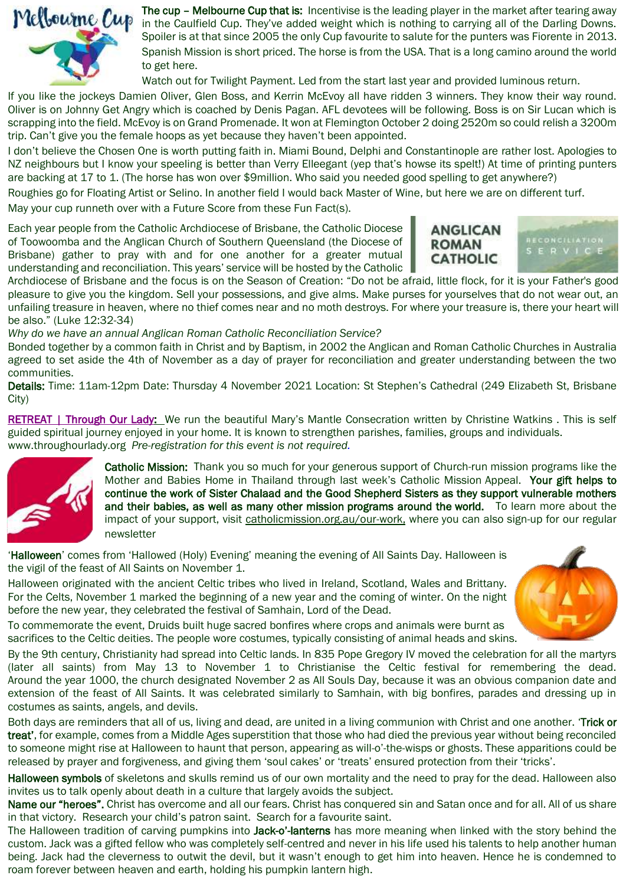**The cup – Melbourne Cup that is:** Incentivise is the leading player in the market after tearing away in the Caulfield Cup. They've added weight which is nothing to carrying all of the Darling Downs. Spoiler is at that since 2005 the only Cup favourite to salute for the punters was Fiorente in 2013.

Spanish Mission is short priced. The horse is from the USA. That is a long camino around the world to get here.

Watch out for Twilight Payment. Led from the start last year and provided luminous return.

If you like the jockeys Damien Oliver, Glen Boss, and Kerrin McEvoy all have ridden 3 winners. They know their way round. Oliver is on Johnny Get Angry which is coached by Denis Pagan. AFL devotees will be following. Boss is on Sir Lucan which is scrapping into the field. McEvoy is on Grand Promenade. It won at Flemington October 2 doing 2520m so could relish a 3200m trip. Can't give you the female hoops as yet because they haven't been appointed.

I don't believe the Chosen One is worth putting faith in. Miami Bound, Delphi and Constantinople are rather lost. Apologies to NZ neighbours but I know your speeling is better than Verry Elleegant (yep that's howse its spelt!) At time of printing punters are backing at 17 to 1. (The horse has won over $9million. Who said you needed good spelling to get anywhere?)

Roughies go for Floating Artist or Selino. In another field I would back Master of Wine, but here we are on different turf.

May your cup runneth over with a Future Score from these Fun Fact(s).

Each year people from the Catholic Archdiocese of Brisbane, the Catholic Diocese of Toowoomba and the Anglican Church of Southern Queensland (the Diocese of Brisbane) gather to pray with and for one another for a greater mutual understanding and reconciliation. This years' service will be hosted by the Catholic Archdiocese of Brisbane and the focus is on the Season of Creation: "Do not be afraid, little flock, for it is your Father's good pleasure to give you the kingdom. Sell your possessions, and give alms. Make purses for yourselves that do not wear out, an unfailing treasure in heaven, where no thief comes near and no moth destroys. For where your treasure is, there your heart will be also." (Luke 12:32-34)

*Why do we have an annual Anglican Roman Catholic Reconciliation Service?*

Bonded together by a common faith in Christ and by Baptism, in 2002 the Anglican and Roman Catholic Churches in Australia agreed to set aside the 4th of November as a day of prayer for reconciliation and greater understanding between the two communities.

**Details:** Time: 11am-12pm Date: Thursday 4 November 2021 Location: St Stephen's Cathedral (249 Elizabeth St, Brisbane City)

RETREAT | Through Our Lady: We run the beautiful Mary's Mantle Consecration written by Christine Watkins . This is self guided spiritual journey enjoyed in your home. It is known to strengthen parishes, families, groups and individuals. www.throughourlady.org *Pre-registration for this event is not required.*

**Catholic Mission:** Thank you so much for your generous support of Church-run mission programs like the Mother and Babies Home in Thailand through last week's Catholic Mission Appeal. **Your gift helps to continue the work of Sister Chalaad and the Good Shepherd Sisters as they support vulnerable mothers and their babies, as well as many other mission programs around the world.** To learn more about the impact of your support, visit catholicmission.org.au/our-work, where you can also sign-up for our regular newsletter

'**Halloween**' comes from 'Hallowed (Holy) Evening' meaning the evening of All Saints Day. Halloween is the vigil of the feast of All Saints on November 1.

Halloween originated with the ancient Celtic tribes who lived in Ireland, Scotland, Wales and Brittany. For the Celts, November 1 marked the beginning of a new year and the coming of winter. On the night before the new year, they celebrated the festival of Samhain, Lord of the Dead.

To commemorate the event, Druids built huge sacred bonfires where crops and animals were burnt as sacrifices to the Celtic deities. The people wore costumes, typically consisting of animal heads and skins.

By the 9th century, Christianity had spread into Celtic lands. In 835 Pope Gregory IV moved the celebration for all the martyrs (later all saints) from May 13 to November 1 to Christianise the Celtic festival for remembering the dead. Around the year 1000, the church designated November 2 as All Souls Day, because it was an obvious companion date and extension of the feast of All Saints. It was celebrated similarly to Samhain, with big bonfires, parades and dressing up in costumes as saints, angels, and devils.

Both days are reminders that all of us, living and dead, are united in a living communion with Christ and one another. '**Trick or treat**', for example, comes from a Middle Ages superstition that those who had died the previous year without being reconciled to someone might rise at Halloween to haunt that person, appearing as will-o'-the-wisps or ghosts. These apparitions could be released by prayer and forgiveness, and giving them 'soul cakes' or 'treats' ensured protection from their 'tricks'.

**Halloween symbols** of skeletons and skulls remind us of our own mortality and the need to pray for the dead. Halloween also invites us to talk openly about death in a culture that largely avoids the subject.

**Name our "heroes".** Christ has overcome and all our fears. Christ has conquered sin and Satan once and for all. All of us share in that victory. Research your child's patron saint. Search for a favourite saint.

The Halloween tradition of carving pumpkins into **Jack-o'-lanterns** has more meaning when linked with the story behind the custom. Jack was a gifted fellow who was completely self-centred and never in his life used his talents to help another human being. Jack had the cleverness to outwit the devil, but it wasn't enough to get him into heaven. Hence he is condemned to roam forever between heaven and earth, holding his pumpkin lantern high.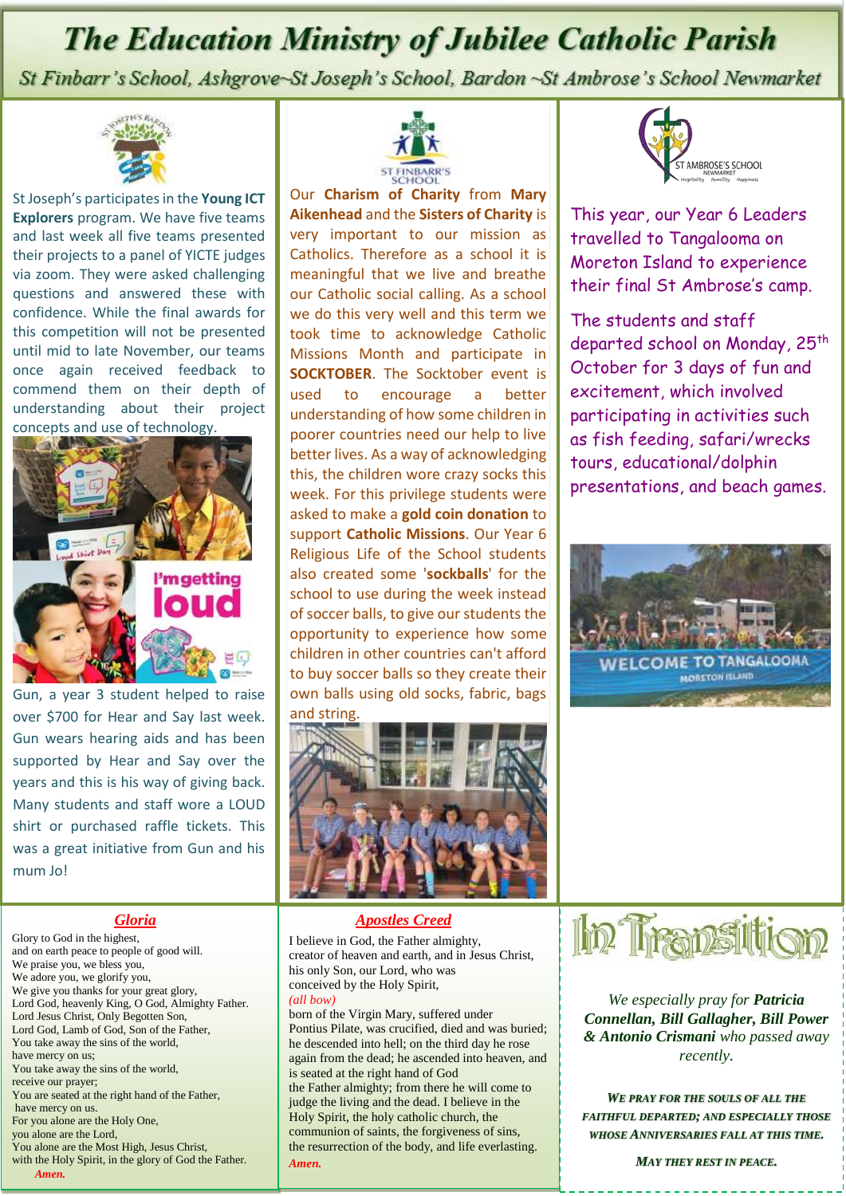# The Education Ministry of Jubilee Catholic Parish

*St Finbarr's School, Ashgrove~St Joseph's School, Bardon ~St Ambrose's School Newmarket*

St Joseph's participates in the **Young ICT Explorers** program. We have five teams and last week all five teams presented their projects to a panel of YICTE judges via zoom. They were asked challenging questions and answered these with confidence. While the final awards for this competition will not be presented until mid to late November, our teams once again received feedback to commend them on their depth of understanding about their project concepts and use of technology.

Gun, a year 3 student helped to raise over $700 for Hear and Say last week. Gun wears hearing aids and has been supported by Hear and Say over the years and this is his way of giving back. Many students and staff wore a LOUD shirt or purchased raffle tickets. This was a great initiative from Gun and his mum Jo!

Our **Charism of Charity** from **Mary Aikenhead** and the **Sisters of Charity** is very important to our mission as Catholics. Therefore as a school it is meaningful that we live and breathe our Catholic social calling. As a school we do this very well and this term we took time to acknowledge Catholic Missions Month and participate in **SOCKTOBER**. The Socktober event is used to encourage a better understanding of how some children in poorer countries need our help to live better lives. As a way of acknowledging this, the children wore crazy socks this week. For this privilege students were asked to make a **gold coin donation** to support **Catholic Missions**. Our Year 6 Religious Life of the School students also created some '**sockballs**' for the school to use during the week instead of soccer balls, to give our students the opportunity to experience how some children in other countries can't afford to buy soccer balls so they create their own balls using old socks, fabric, bags and string.

This year, our Year 6 Leaders travelled to Tangalooma on Moreton Island to experience their final St Ambrose's camp.

The students and staff departed school on Monday, 25th October for 3 days of fun and excitement, which involved participating in activities such as fish feeding, safari/wrecks tours, educational/dolphin presentations, and beach games.

## Gloria

Glory to God in the highest,
and on earth peace to people of good will.
We praise you, we bless you,
We adore you, we glorify you,
We give you thanks for your great glory,
Lord God, heavenly King, O God, Almighty Father.
Lord Jesus Christ, Only Begotten Son,
Lord God, Lamb of God, Son of the Father,
You take away the sins of the world,
have mercy on us;
You take away the sins of the world,
receive our prayer;
You are seated at the right hand of the Father,
have mercy on us.
For you alone are the Holy One,
you alone are the Lord,
You alone are the Most High, Jesus Christ,
with the Holy Spirit, in the glory of God the Father.
*Amen.*

## Apostles Creed

I believe in God, the Father almighty,
creator of heaven and earth, and in Jesus Christ,
his only Son, our Lord, who was
conceived by the Holy Spirit,
*(all bow)*
born of the Virgin Mary, suffered under
Pontius Pilate, was crucified, died and was buried;
he descended into hell; on the third day he rose
again from the dead; he ascended into heaven, and
is seated at the right hand of God
the Father almighty; from there he will come to
judge the living and the dead. I believe in the
Holy Spirit, the holy catholic church, the
communion of saints, the forgiveness of sins,
the resurrection of the body, and life everlasting.
*Amen.*

## In Transition

*We especially pray for **Patricia Connellan, Bill Gallagher, Bill Power & Antonio Crismani** who passed away recently.*

***WE PRAY FOR THE SOULS OF ALL THE FAITHFUL DEPARTED; AND ESPECIALLY THOSE WHOSE ANNIVERSARIES FALL AT THIS TIME.***

***MAY THEY REST IN PEACE.***